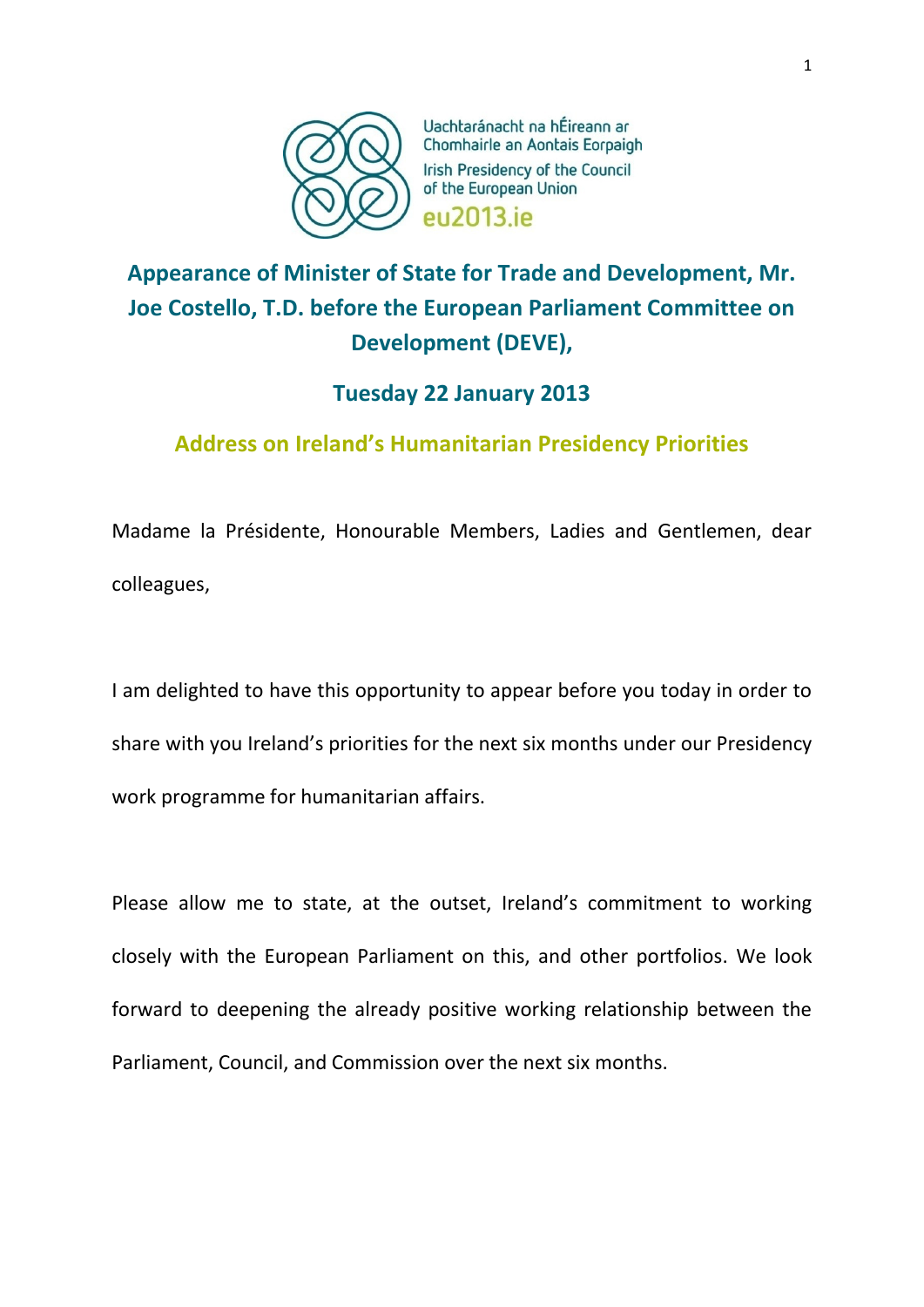Uachtaránacht na hÉireann ar Chomhairle an Aontais Eorpaigh
Irish Presidency of the Council of the European Union
eu2013.ie

# Appearance of Minister of State for Trade and Development, Mr. Joe Costello, T.D. before the European Parliament Committee on Development (DEVE),

## Tuesday 22 January 2013

## Address on Ireland's Humanitarian Presidency Priorities

Madame la Présidente, Honourable Members, Ladies and Gentlemen, dear colleagues,

I am delighted to have this opportunity to appear before you today in order to share with you Ireland's priorities for the next six months under our Presidency work programme for humanitarian affairs.

Please allow me to state, at the outset, Ireland's commitment to working closely with the European Parliament on this, and other portfolios. We look forward to deepening the already positive working relationship between the Parliament, Council, and Commission over the next six months.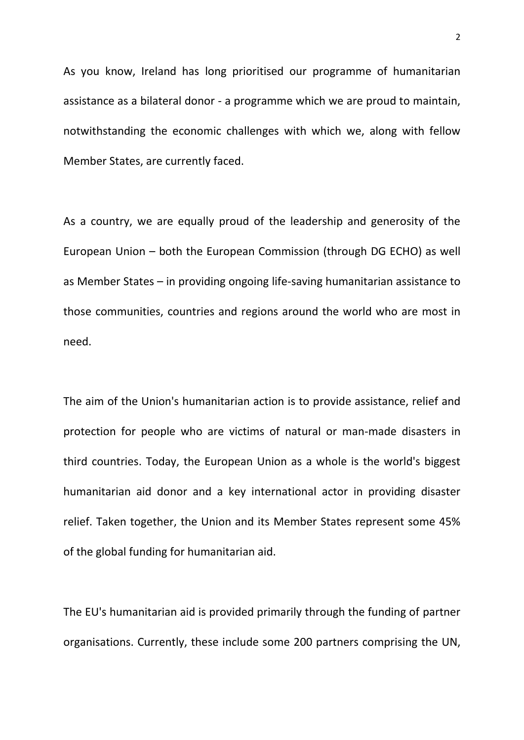As you know, Ireland has long prioritised our programme of humanitarian assistance as a bilateral donor - a programme which we are proud to maintain, notwithstanding the economic challenges with which we, along with fellow Member States, are currently faced.

As a country, we are equally proud of the leadership and generosity of the European Union – both the European Commission (through DG ECHO) as well as Member States – in providing ongoing life-saving humanitarian assistance to those communities, countries and regions around the world who are most in need.

The aim of the Union's humanitarian action is to provide assistance, relief and protection for people who are victims of natural or man-made disasters in third countries. Today, the European Union as a whole is the world's biggest humanitarian aid donor and a key international actor in providing disaster relief. Taken together, the Union and its Member States represent some 45% of the global funding for humanitarian aid.

The EU's humanitarian aid is provided primarily through the funding of partner organisations. Currently, these include some 200 partners comprising the UN,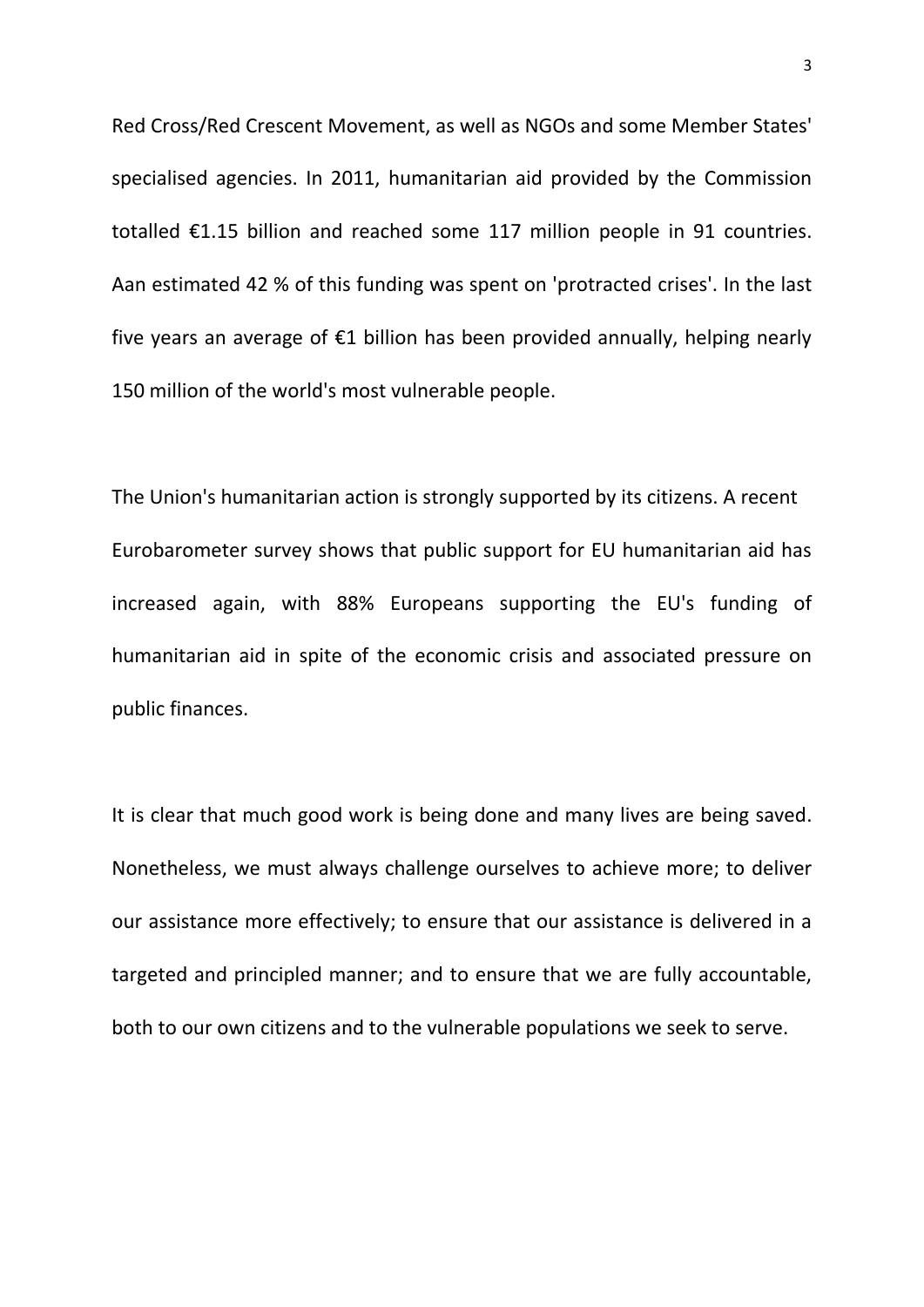Red Cross/Red Crescent Movement, as well as NGOs and some Member States' specialised agencies. In 2011, humanitarian aid provided by the Commission totalled €1.15 billion and reached some 117 million people in 91 countries. Aan estimated 42 % of this funding was spent on 'protracted crises'. In the last five years an average of €1 billion has been provided annually, helping nearly 150 million of the world's most vulnerable people.

The Union's humanitarian action is strongly supported by its citizens. A recent Eurobarometer survey shows that public support for EU humanitarian aid has increased again, with 88% Europeans supporting the EU's funding of humanitarian aid in spite of the economic crisis and associated pressure on public finances.

It is clear that much good work is being done and many lives are being saved. Nonetheless, we must always challenge ourselves to achieve more; to deliver our assistance more effectively; to ensure that our assistance is delivered in a targeted and principled manner; and to ensure that we are fully accountable, both to our own citizens and to the vulnerable populations we seek to serve.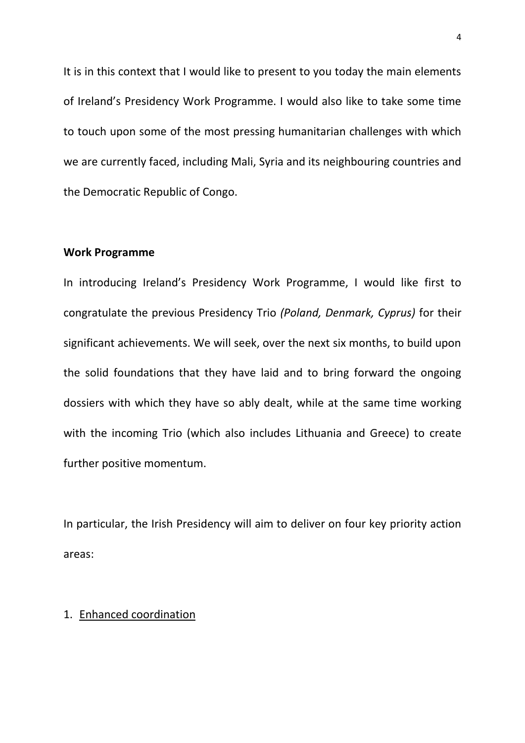It is in this context that I would like to present to you today the main elements of Ireland's Presidency Work Programme. I would also like to take some time to touch upon some of the most pressing humanitarian challenges with which we are currently faced, including Mali, Syria and its neighbouring countries and the Democratic Republic of Congo.

**Work Programme**

In introducing Ireland's Presidency Work Programme, I would like first to congratulate the previous Presidency Trio *(Poland, Denmark, Cyprus)* for their significant achievements. We will seek, over the next six months, to build upon the solid foundations that they have laid and to bring forward the ongoing dossiers with which they have so ably dealt, while at the same time working with the incoming Trio (which also includes Lithuania and Greece) to create further positive momentum.

In particular, the Irish Presidency will aim to deliver on four key priority action areas:

1. <u>Enhanced coordination</u>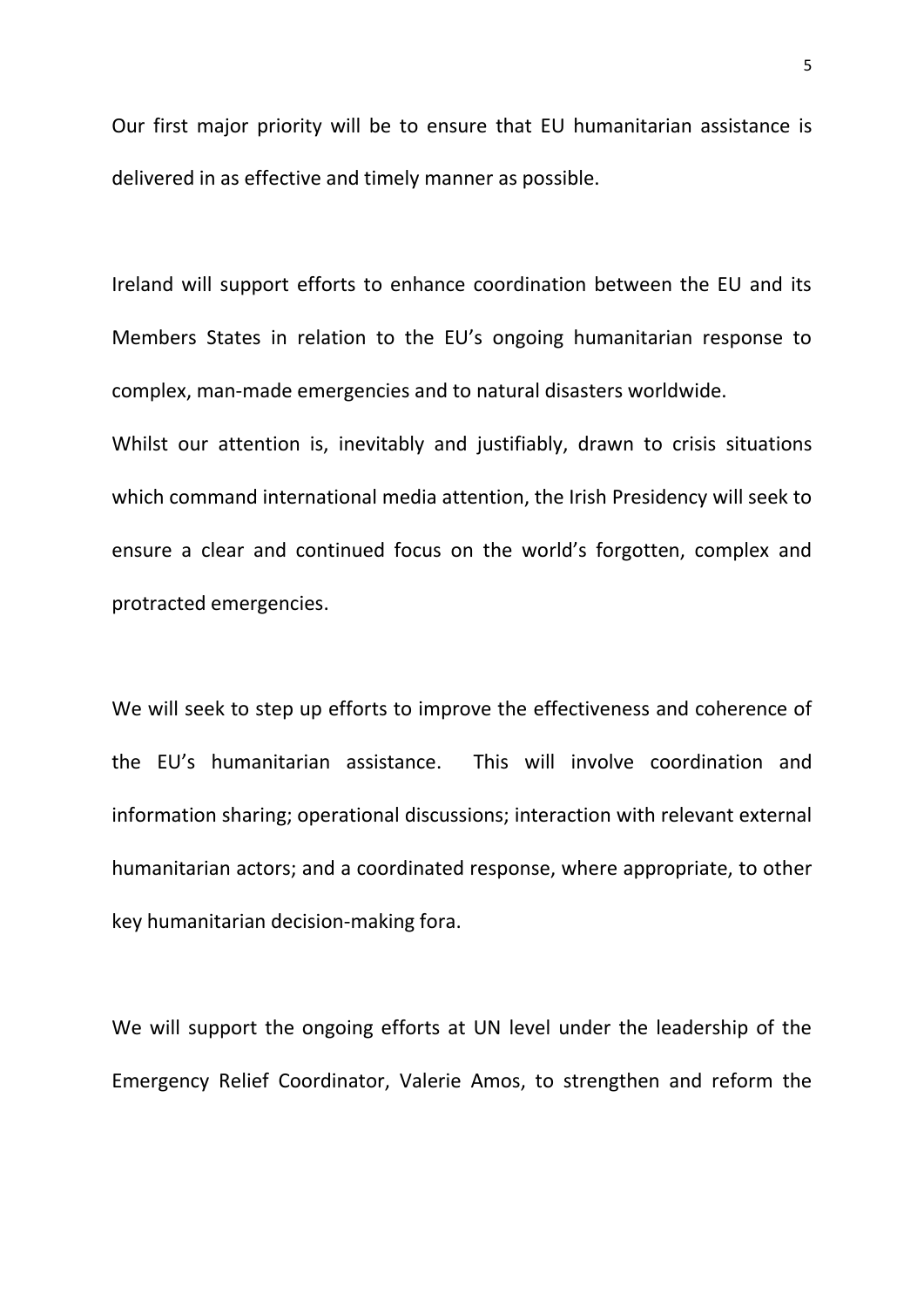Our first major priority will be to ensure that EU humanitarian assistance is delivered in as effective and timely manner as possible.

Ireland will support efforts to enhance coordination between the EU and its Members States in relation to the EU's ongoing humanitarian response to complex, man-made emergencies and to natural disasters worldwide.

Whilst our attention is, inevitably and justifiably, drawn to crisis situations which command international media attention, the Irish Presidency will seek to ensure a clear and continued focus on the world's forgotten, complex and protracted emergencies.

We will seek to step up efforts to improve the effectiveness and coherence of the EU's humanitarian assistance. This will involve coordination and information sharing; operational discussions; interaction with relevant external humanitarian actors; and a coordinated response, where appropriate, to other key humanitarian decision-making fora.

We will support the ongoing efforts at UN level under the leadership of the Emergency Relief Coordinator, Valerie Amos, to strengthen and reform the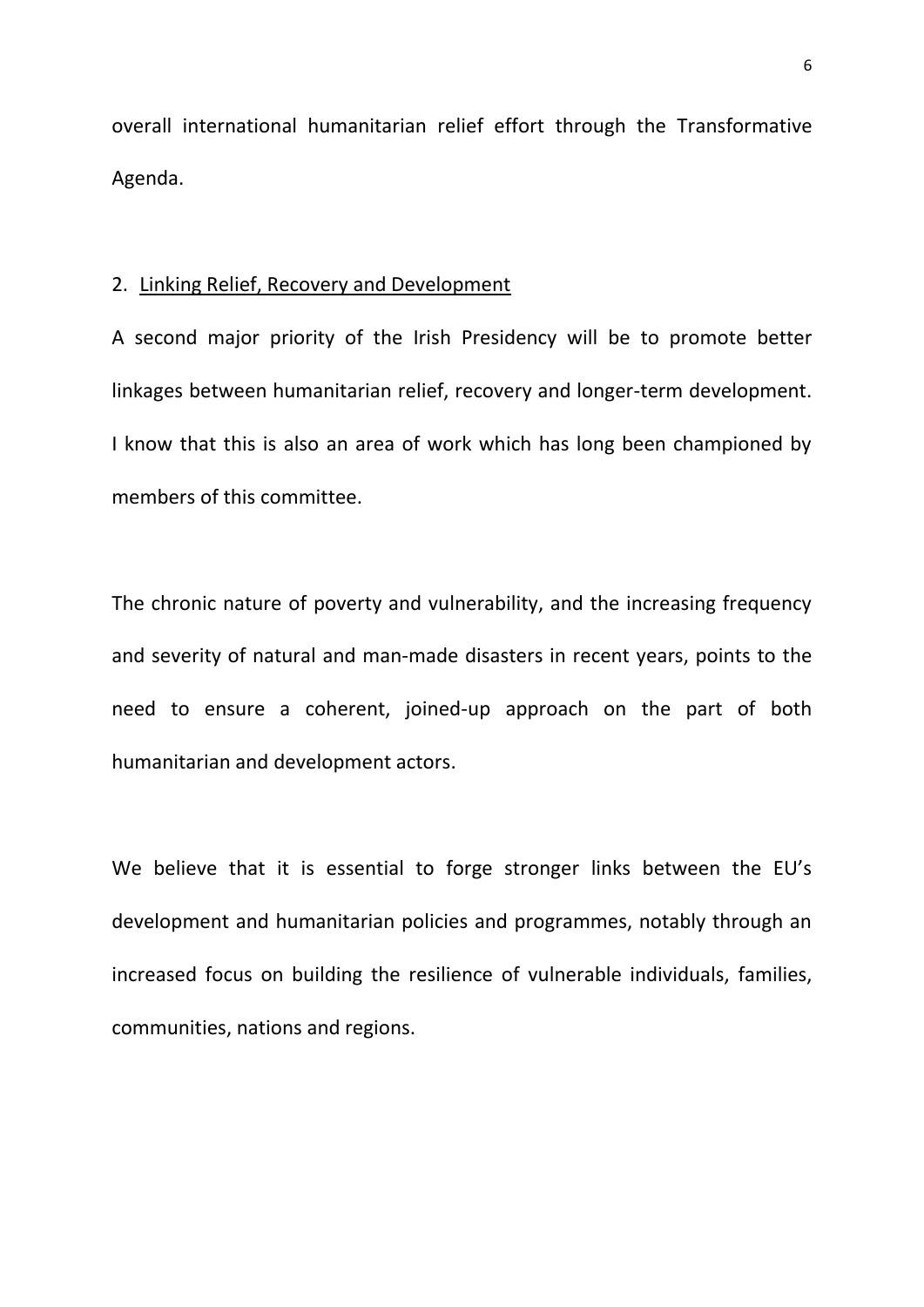overall international humanitarian relief effort through the Transformative Agenda.

## 2. Linking Relief, Recovery and Development

A second major priority of the Irish Presidency will be to promote better linkages between humanitarian relief, recovery and longer-term development. I know that this is also an area of work which has long been championed by members of this committee.

The chronic nature of poverty and vulnerability, and the increasing frequency and severity of natural and man-made disasters in recent years, points to the need to ensure a coherent, joined-up approach on the part of both humanitarian and development actors.

We believe that it is essential to forge stronger links between the EU's development and humanitarian policies and programmes, notably through an increased focus on building the resilience of vulnerable individuals, families, communities, nations and regions.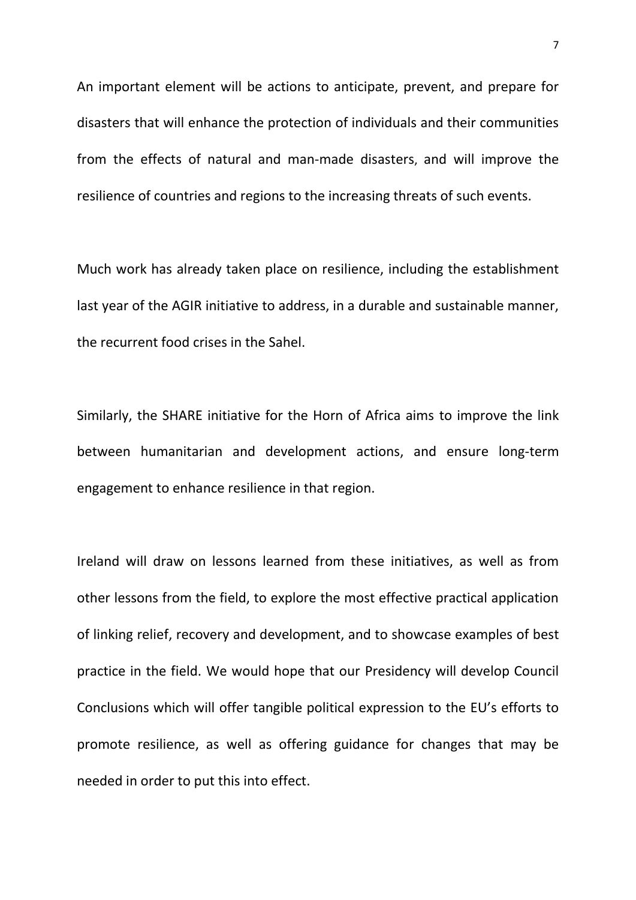An important element will be actions to anticipate, prevent, and prepare for disasters that will enhance the protection of individuals and their communities from the effects of natural and man-made disasters, and will improve the resilience of countries and regions to the increasing threats of such events.

Much work has already taken place on resilience, including the establishment last year of the AGIR initiative to address, in a durable and sustainable manner, the recurrent food crises in the Sahel.

Similarly, the SHARE initiative for the Horn of Africa aims to improve the link between humanitarian and development actions, and ensure long-term engagement to enhance resilience in that region.

Ireland will draw on lessons learned from these initiatives, as well as from other lessons from the field, to explore the most effective practical application of linking relief, recovery and development, and to showcase examples of best practice in the field. We would hope that our Presidency will develop Council Conclusions which will offer tangible political expression to the EU's efforts to promote resilience, as well as offering guidance for changes that may be needed in order to put this into effect.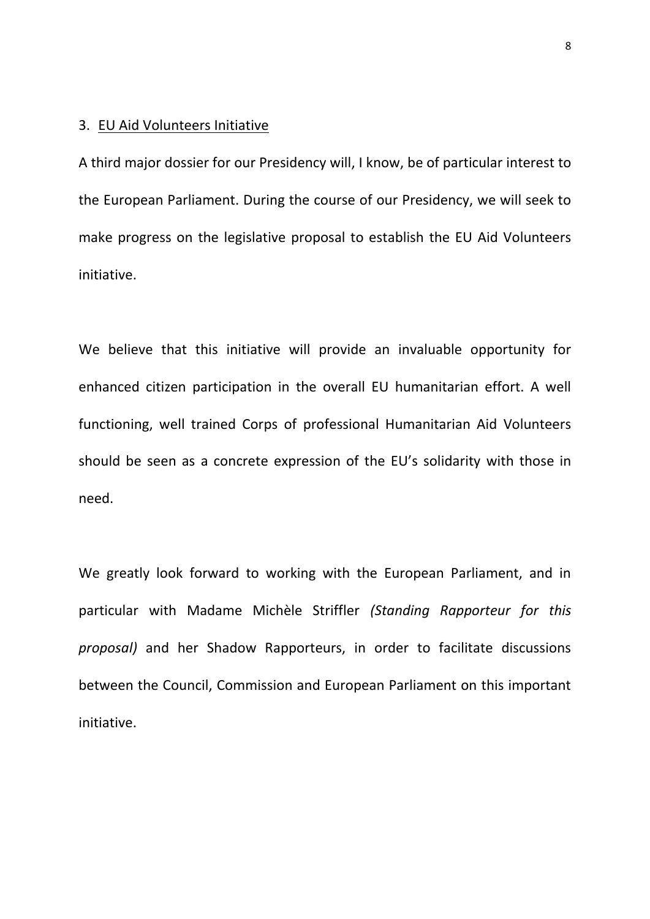3. <u>EU Aid Volunteers Initiative</u>

A third major dossier for our Presidency will, I know, be of particular interest to the European Parliament. During the course of our Presidency, we will seek to make progress on the legislative proposal to establish the EU Aid Volunteers initiative.

We believe that this initiative will provide an invaluable opportunity for enhanced citizen participation in the overall EU humanitarian effort. A well functioning, well trained Corps of professional Humanitarian Aid Volunteers should be seen as a concrete expression of the EU's solidarity with those in need.

We greatly look forward to working with the European Parliament, and in particular with Madame Michèle Striffler *(Standing Rapporteur for this proposal)* and her Shadow Rapporteurs, in order to facilitate discussions between the Council, Commission and European Parliament on this important initiative.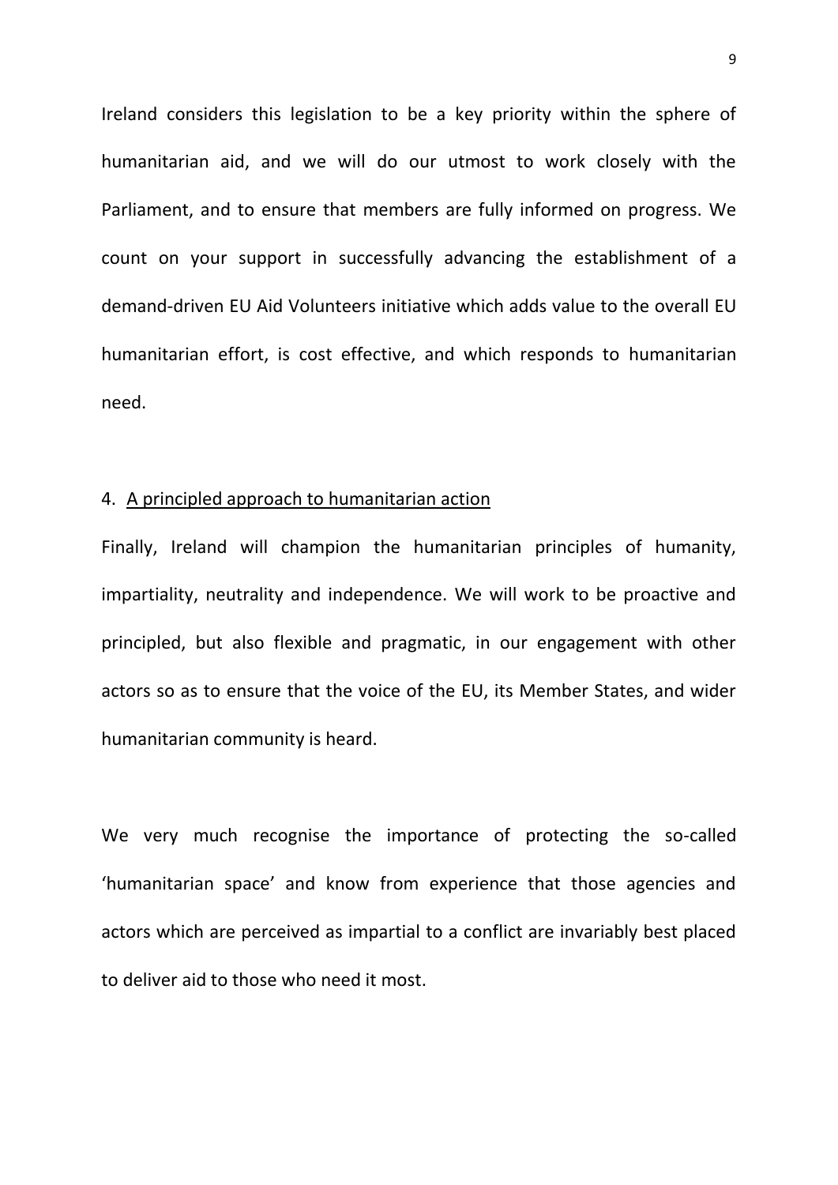Ireland considers this legislation to be a key priority within the sphere of humanitarian aid, and we will do our utmost to work closely with the Parliament, and to ensure that members are fully informed on progress. We count on your support in successfully advancing the establishment of a demand-driven EU Aid Volunteers initiative which adds value to the overall EU humanitarian effort, is cost effective, and which responds to humanitarian need.

4. <u>A principled approach to humanitarian action</u>

Finally, Ireland will champion the humanitarian principles of humanity, impartiality, neutrality and independence. We will work to be proactive and principled, but also flexible and pragmatic, in our engagement with other actors so as to ensure that the voice of the EU, its Member States, and wider humanitarian community is heard.

We very much recognise the importance of protecting the so-called 'humanitarian space' and know from experience that those agencies and actors which are perceived as impartial to a conflict are invariably best placed to deliver aid to those who need it most.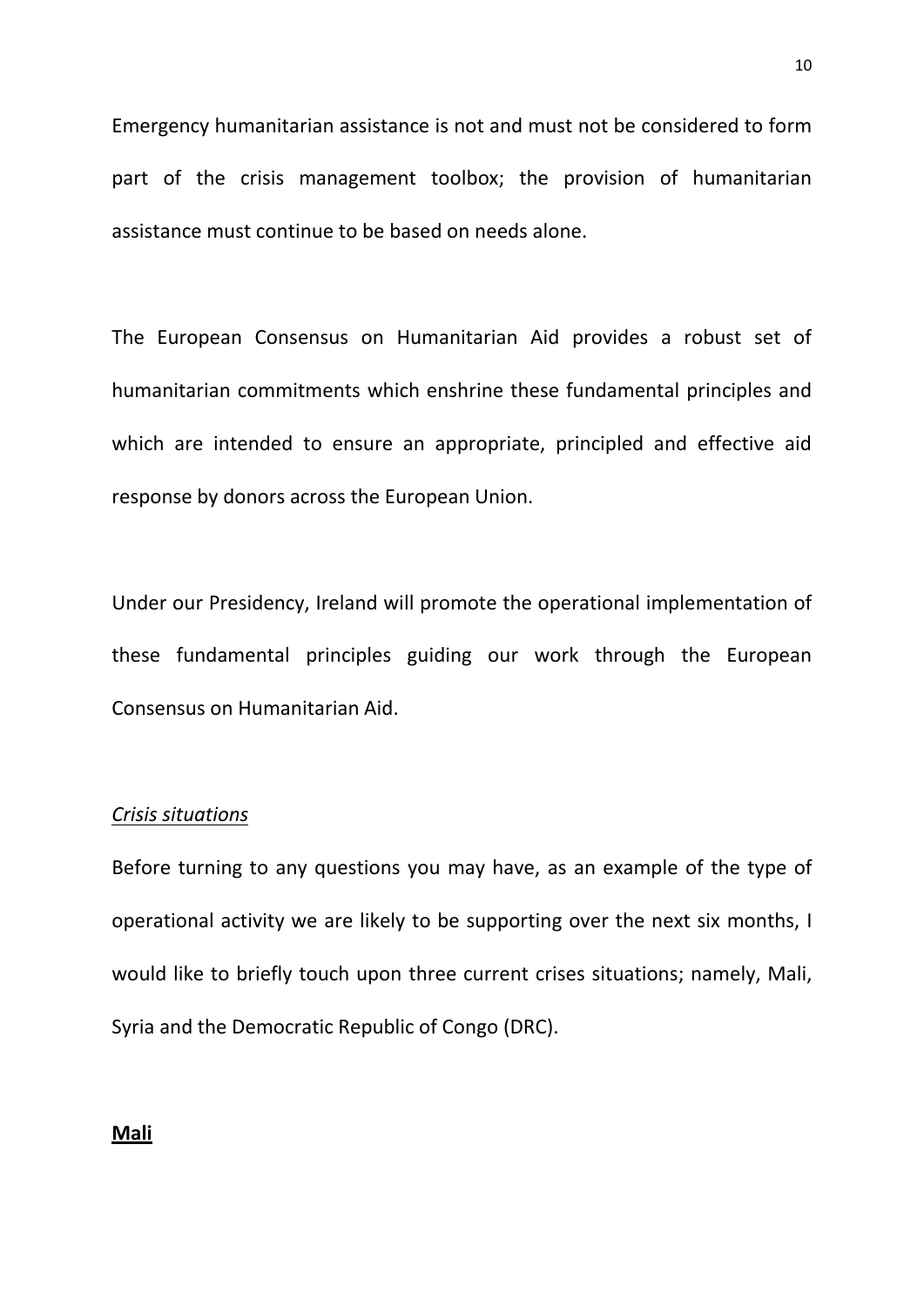Emergency humanitarian assistance is not and must not be considered to form part of the crisis management toolbox; the provision of humanitarian assistance must continue to be based on needs alone.

The European Consensus on Humanitarian Aid provides a robust set of humanitarian commitments which enshrine these fundamental principles and which are intended to ensure an appropriate, principled and effective aid response by donors across the European Union.

Under our Presidency, Ireland will promote the operational implementation of these fundamental principles guiding our work through the European Consensus on Humanitarian Aid.

*Crisis situations*

Before turning to any questions you may have, as an example of the type of operational activity we are likely to be supporting over the next six months, I would like to briefly touch upon three current crises situations; namely, Mali, Syria and the Democratic Republic of Congo (DRC).

**Mali**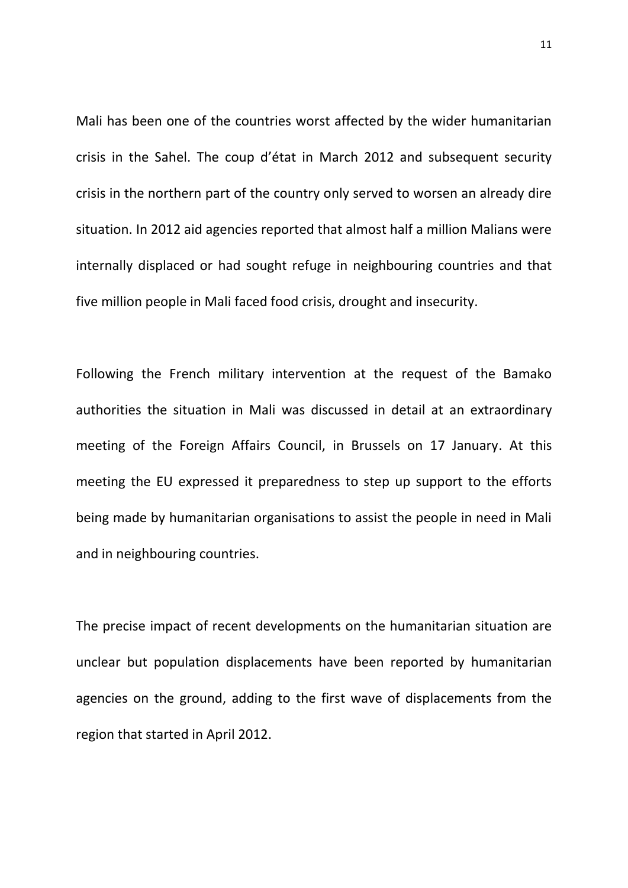Mali has been one of the countries worst affected by the wider humanitarian crisis in the Sahel. The coup d'état in March 2012 and subsequent security crisis in the northern part of the country only served to worsen an already dire situation. In 2012 aid agencies reported that almost half a million Malians were internally displaced or had sought refuge in neighbouring countries and that five million people in Mali faced food crisis, drought and insecurity.

Following the French military intervention at the request of the Bamako authorities the situation in Mali was discussed in detail at an extraordinary meeting of the Foreign Affairs Council, in Brussels on 17 January. At this meeting the EU expressed it preparedness to step up support to the efforts being made by humanitarian organisations to assist the people in need in Mali and in neighbouring countries.

The precise impact of recent developments on the humanitarian situation are unclear but population displacements have been reported by humanitarian agencies on the ground, adding to the first wave of displacements from the region that started in April 2012.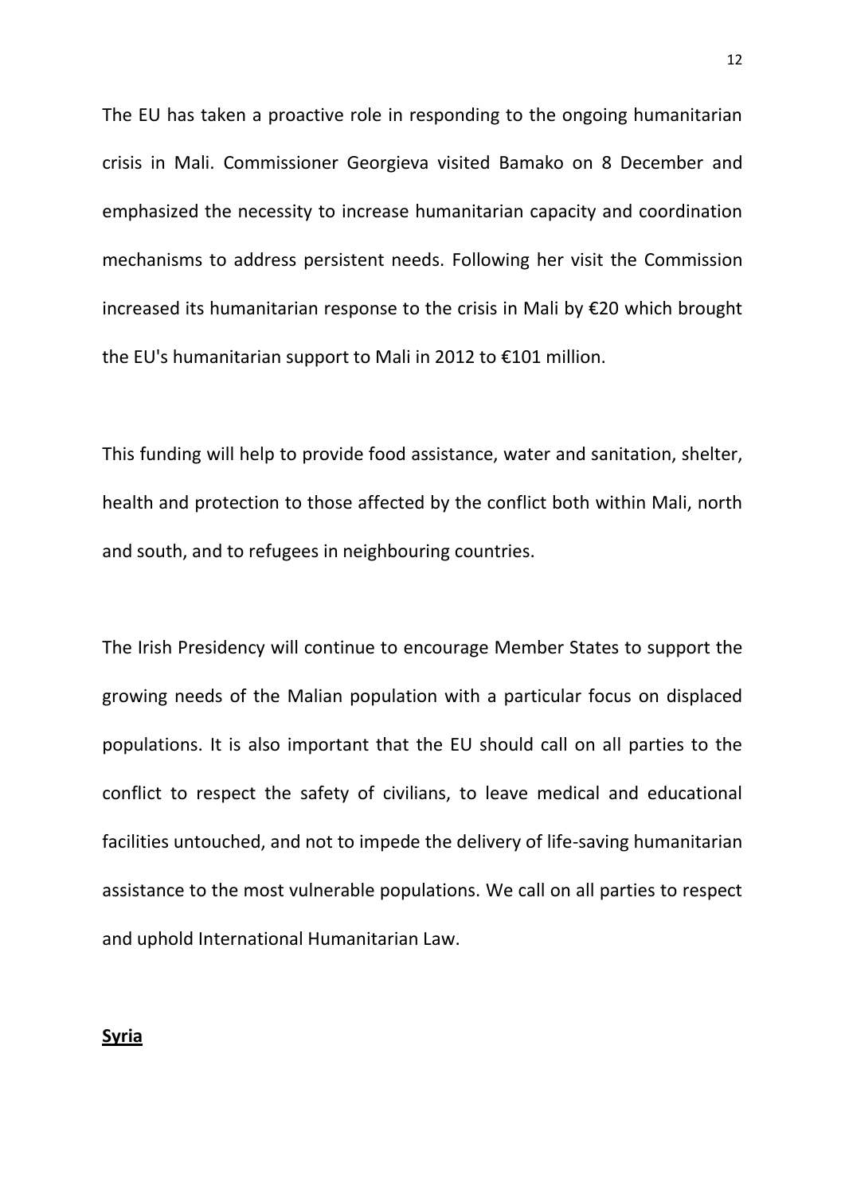The EU has taken a proactive role in responding to the ongoing humanitarian crisis in Mali. Commissioner Georgieva visited Bamako on 8 December and emphasized the necessity to increase humanitarian capacity and coordination mechanisms to address persistent needs. Following her visit the Commission increased its humanitarian response to the crisis in Mali by €20 which brought the EU's humanitarian support to Mali in 2012 to €101 million.

This funding will help to provide food assistance, water and sanitation, shelter, health and protection to those affected by the conflict both within Mali, north and south, and to refugees in neighbouring countries.

The Irish Presidency will continue to encourage Member States to support the growing needs of the Malian population with a particular focus on displaced populations. It is also important that the EU should call on all parties to the conflict to respect the safety of civilians, to leave medical and educational facilities untouched, and not to impede the delivery of life-saving humanitarian assistance to the most vulnerable populations. We call on all parties to respect and uphold International Humanitarian Law.

**Syria**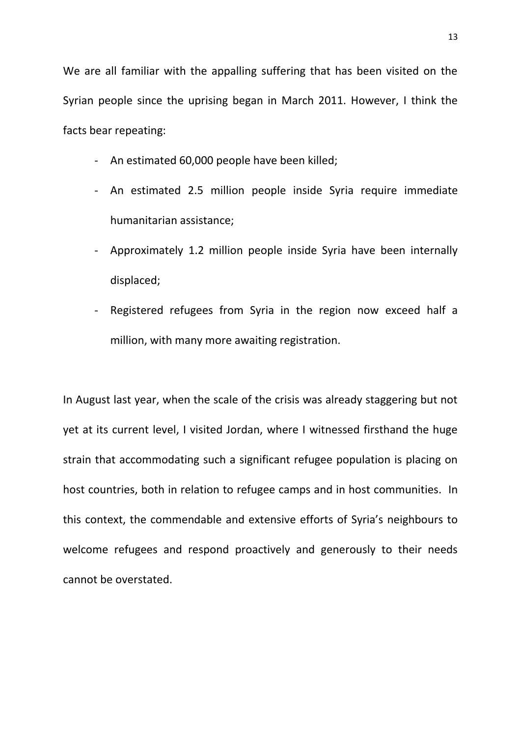We are all familiar with the appalling suffering that has been visited on the Syrian people since the uprising began in March 2011. However, I think the facts bear repeating:

- An estimated 60,000 people have been killed;
- An estimated 2.5 million people inside Syria require immediate humanitarian assistance;
- Approximately 1.2 million people inside Syria have been internally displaced;
- Registered refugees from Syria in the region now exceed half a million, with many more awaiting registration.

In August last year, when the scale of the crisis was already staggering but not yet at its current level, I visited Jordan, where I witnessed firsthand the huge strain that accommodating such a significant refugee population is placing on host countries, both in relation to refugee camps and in host communities. In this context, the commendable and extensive efforts of Syria's neighbours to welcome refugees and respond proactively and generously to their needs cannot be overstated.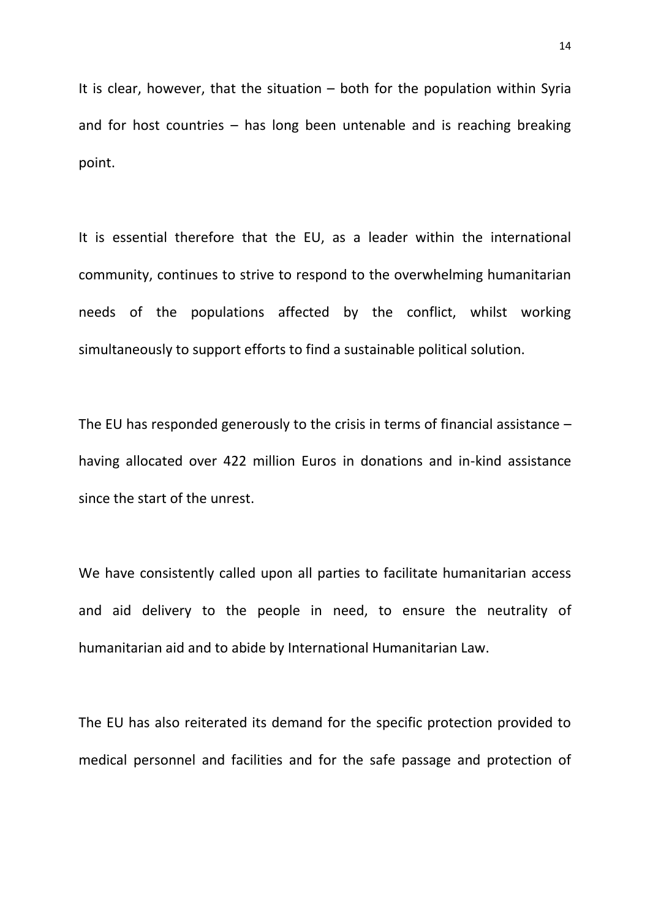It is clear, however, that the situation – both for the population within Syria and for host countries – has long been untenable and is reaching breaking point.

It is essential therefore that the EU, as a leader within the international community, continues to strive to respond to the overwhelming humanitarian needs of the populations affected by the conflict, whilst working simultaneously to support efforts to find a sustainable political solution.

The EU has responded generously to the crisis in terms of financial assistance – having allocated over 422 million Euros in donations and in-kind assistance since the start of the unrest.

We have consistently called upon all parties to facilitate humanitarian access and aid delivery to the people in need, to ensure the neutrality of humanitarian aid and to abide by International Humanitarian Law.

The EU has also reiterated its demand for the specific protection provided to medical personnel and facilities and for the safe passage and protection of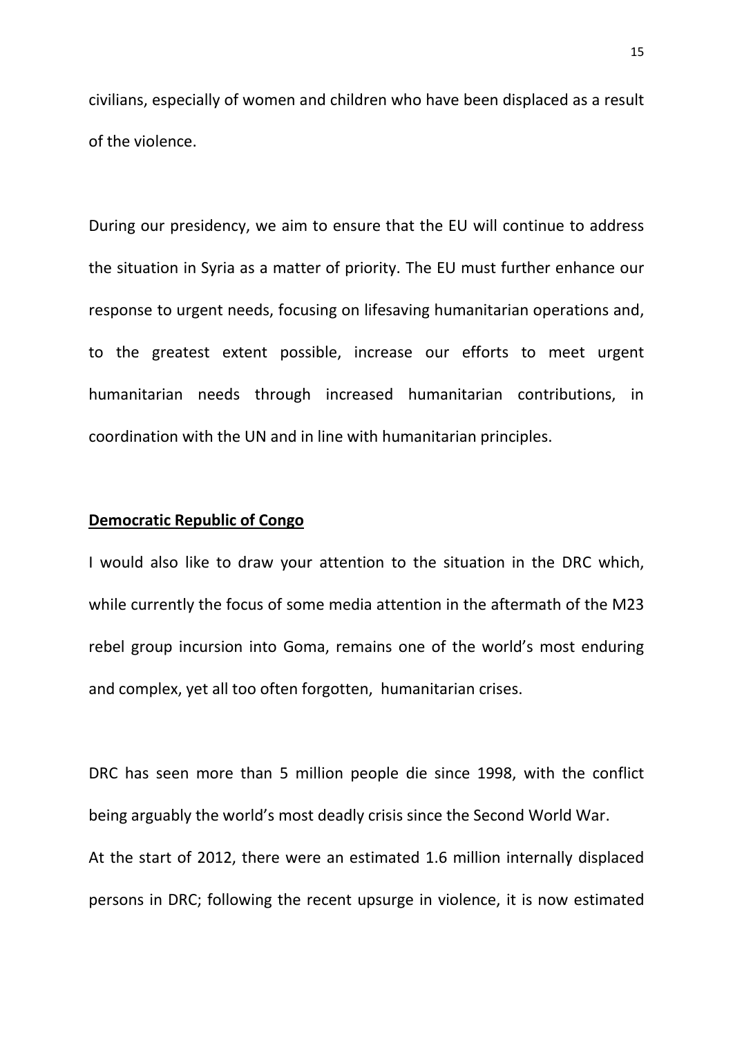civilians, especially of women and children who have been displaced as a result of the violence.

During our presidency, we aim to ensure that the EU will continue to address the situation in Syria as a matter of priority. The EU must further enhance our response to urgent needs, focusing on lifesaving humanitarian operations and, to the greatest extent possible, increase our efforts to meet urgent humanitarian needs through increased humanitarian contributions, in coordination with the UN and in line with humanitarian principles.

**Democratic Republic of Congo**

I would also like to draw your attention to the situation in the DRC which, while currently the focus of some media attention in the aftermath of the M23 rebel group incursion into Goma, remains one of the world's most enduring and complex, yet all too often forgotten, humanitarian crises.

DRC has seen more than 5 million people die since 1998, with the conflict being arguably the world's most deadly crisis since the Second World War.

At the start of 2012, there were an estimated 1.6 million internally displaced persons in DRC; following the recent upsurge in violence, it is now estimated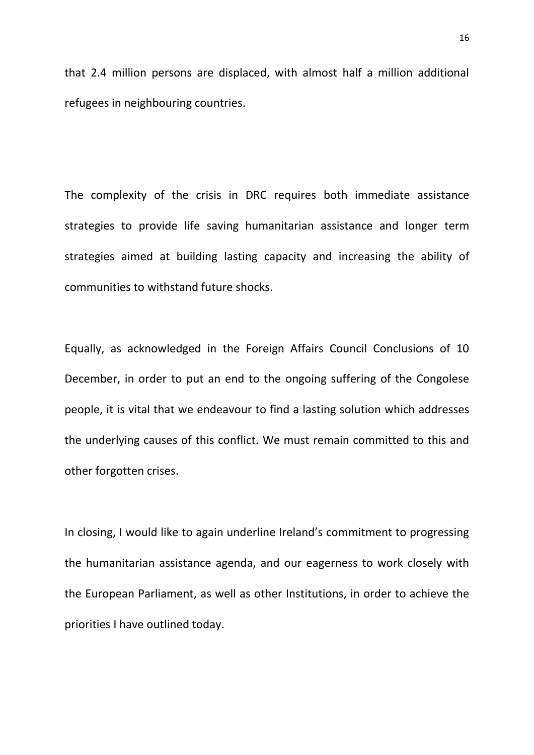that 2.4 million persons are displaced, with almost half a million additional refugees in neighbouring countries.

The complexity of the crisis in DRC requires both immediate assistance strategies to provide life saving humanitarian assistance and longer term strategies aimed at building lasting capacity and increasing the ability of communities to withstand future shocks.

Equally, as acknowledged in the Foreign Affairs Council Conclusions of 10 December, in order to put an end to the ongoing suffering of the Congolese people, it is vital that we endeavour to find a lasting solution which addresses the underlying causes of this conflict. We must remain committed to this and other forgotten crises.

In closing, I would like to again underline Ireland's commitment to progressing the humanitarian assistance agenda, and our eagerness to work closely with the European Parliament, as well as other Institutions, in order to achieve the priorities I have outlined today.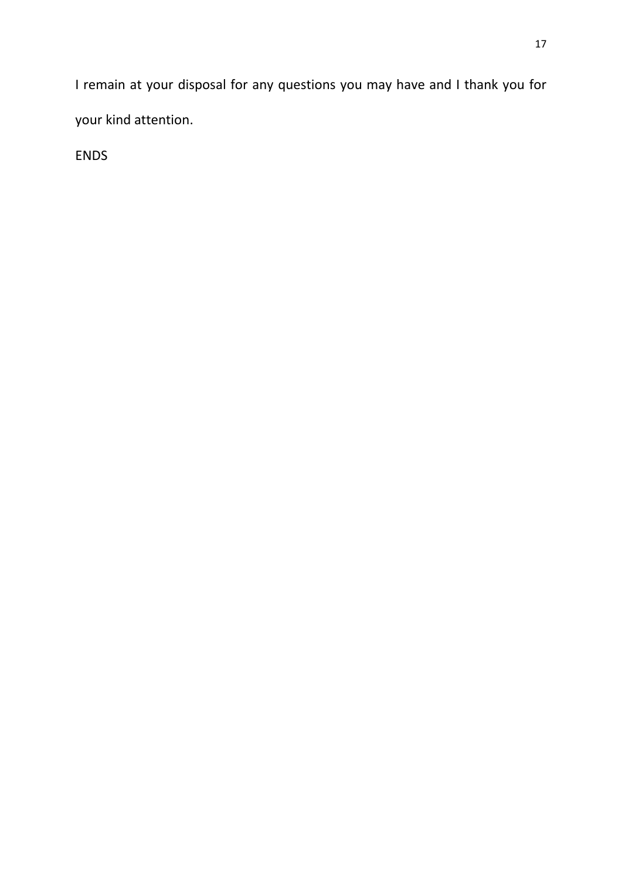I remain at your disposal for any questions you may have and I thank you for your kind attention.

ENDS